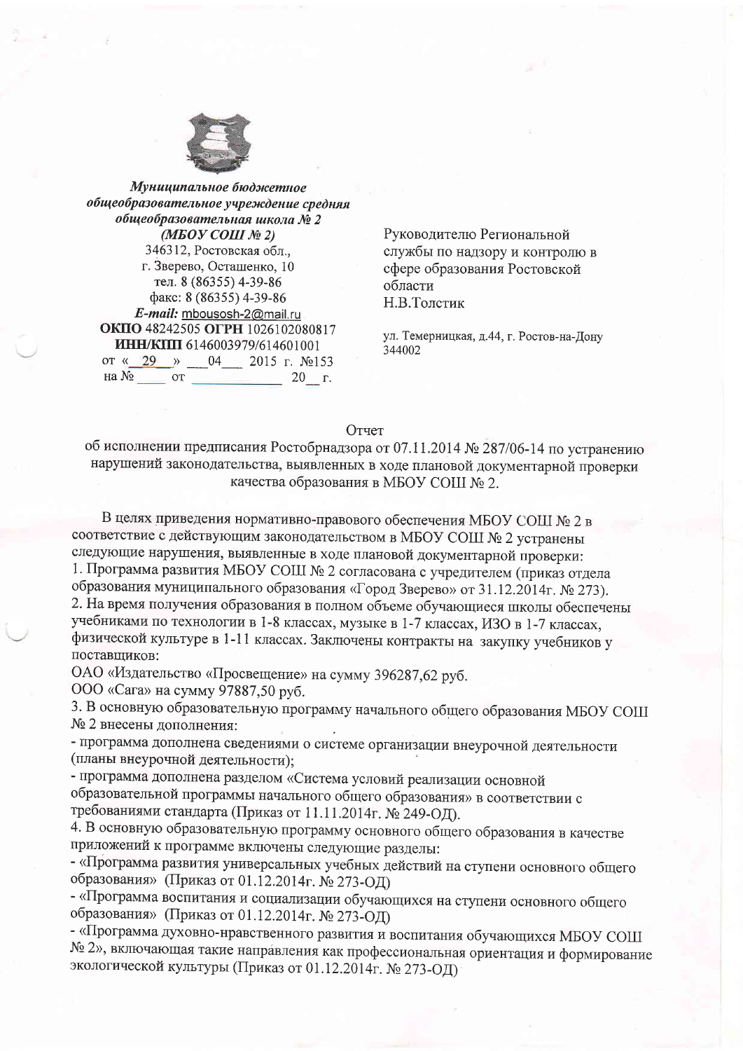*Муниципальное бюджетное общеобразовательное учреждение средняя общеобразовательная школа № 2*
***(МБОУ СОШ № 2)***
346312, Ростовская обл.,
г. Зверево, Осташенко, 10
тел. 8 (86355) 4-39-86
факс: 8 (86355) 4-39-86
***E-mail:*** mbousosh-2@mail.ru
**ОКПО** 48242505 **ОГРН** 1026102080817
**ИНН/КПП** 6146003979/614601001
от « 29 » 04 2015 г. №153
на № ____ от ____________ 20__ г.

Руководителю Региональной службы по надзору и контролю в сфере образования Ростовской области
Н.В.Толстик

ул. Темерницкая, д.44, г. Ростов-на-Дону
344002

Отчет
об исполнении предписания Ростобрнадзора от 07.11.2014 № 287/06-14 по устранению нарушений законодательства, выявленных в ходе плановой документарной проверки качества образования в МБОУ СОШ № 2.

В целях приведения нормативно-правового обеспечения МБОУ СОШ № 2 в соответствие с действующим законодательством в МБОУ СОШ № 2 устранены следующие нарушения, выявленные в ходе плановой документарной проверки:

1. Программа развития МБОУ СОШ № 2 согласована с учредителем (приказ отдела образования муниципального образования «Город Зверево» от 31.12.2014г. № 273).
2. На время получения образования в полном объеме обучающиеся школы обеспечены учебниками по технологии в 1-8 классах, музыке в 1-7 классах, ИЗО в 1-7 классах, физической культуре в 1-11 классах. Заключены контракты на закупку учебников у поставщиков:
ОАО «Издательство «Просвещение» на сумму 396287,62 руб.
ООО «Сага» на сумму 97887,50 руб.
3. В основную образовательную программу начального общего образования МБОУ СОШ № 2 внесены дополнения:
- программа дополнена сведениями о системе организации внеурочной деятельности (планы внеурочной деятельности);
- программа дополнена разделом «Система условий реализации основной образовательной программы начального общего образования» в соответствии с требованиями стандарта (Приказ от 11.11.2014г. № 249-ОД).
4. В основную образовательную программу основного общего образования в качестве приложений к программе включены следующие разделы:
- «Программа развития универсальных учебных действий на ступени основного общего образования» (Приказ от 01.12.2014г. № 273-ОД)
- «Программа воспитания и социализации обучающихся на ступени основного общего образования» (Приказ от 01.12.2014г. № 273-ОД)
- «Программа духовно-нравственного развития и воспитания обучающихся МБОУ СОШ № 2», включающая такие направления как профессиональная ориентация и формирование экологической культуры (Приказ от 01.12.2014г. № 273-ОД)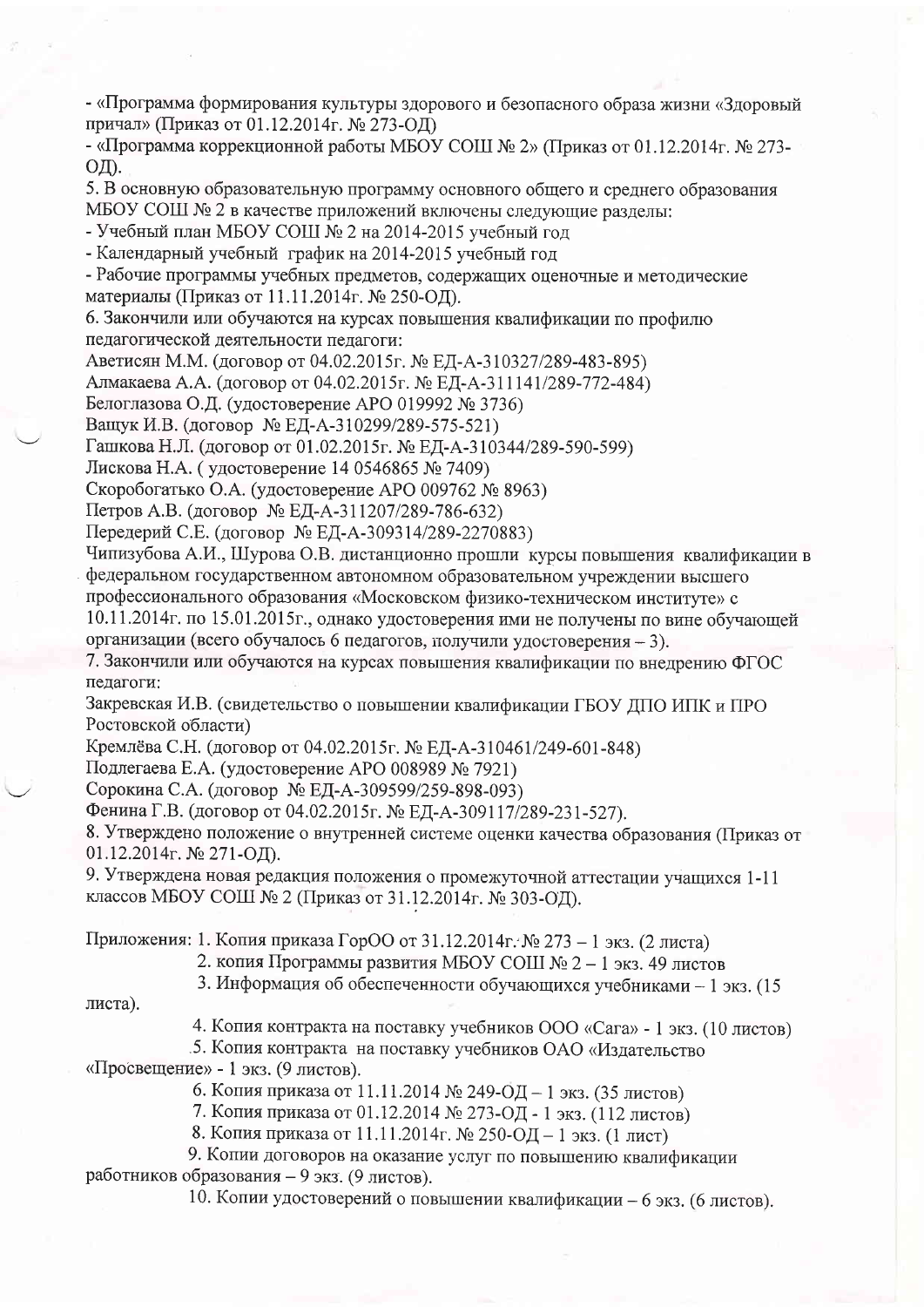- «Программа формирования культуры здорового и безопасного образа жизни «Здоровый причал» (Приказ от 01.12.2014г. № 273-ОД)
- «Программа коррекционной работы МБОУ СОШ № 2» (Приказ от 01.12.2014г. № 273-ОД).

5. В основную образовательную программу основного общего и среднего образования МБОУ СОШ № 2 в качестве приложений включены следующие разделы:
- Учебный план МБОУ СОШ № 2 на 2014-2015 учебный год
- Календарный учебный график на 2014-2015 учебный год
- Рабочие программы учебных предметов, содержащих оценочные и методические материалы (Приказ от 11.11.2014г. № 250-ОД).

6. Закончили или обучаются на курсах повышения квалификации по профилю педагогической деятельности педагоги:
Аветисян М.М. (договор от 04.02.2015г. № ЕД-А-310327/289-483-895)
Алмакаева А.А. (договор от 04.02.2015г. № ЕД-А-311141/289-772-484)
Белоглазова О.Д. (удостоверение АРО 019992 № 3736)
Ващук И.В. (договор № ЕД-А-310299/289-575-521)
Гашкова Н.Л. (договор от 01.02.2015г. № ЕД-А-310344/289-590-599)
Лискова Н.А. ( удостоверение 14 0546865 № 7409)
Скоробогатько О.А. (удостоверение АРО 009762 № 8963)
Петров А.В. (договор № ЕД-А-311207/289-786-632)
Передерий С.Е. (договор № ЕД-А-309314/289-2270883)
Чипизубова А.И., Шурова О.В. дистанционно прошли курсы повышения квалификации в федеральном государственном автономном образовательном учреждении высшего профессионального образования «Московском физико-техническом институте» с 10.11.2014г. по 15.01.2015г., однако удостоверения ими не получены по вине обучающей организации (всего обучалось 6 педагогов, получили удостоверения – 3).

7. Закончили или обучаются на курсах повышения квалификации по внедрению ФГОС педагоги:
Закревская И.В. (свидетельство о повышении квалификации ГБОУ ДПО ИПК и ПРО Ростовской области)
Кремлёва С.Н. (договор от 04.02.2015г. № ЕД-А-310461/249-601-848)
Подлегаева Е.А. (удостоверение АРО 008989 № 7921)
Сорокина С.А. (договор № ЕД-А-309599/259-898-093)
Фенина Г.В. (договор от 04.02.2015г. № ЕД-А-309117/289-231-527).

8. Утверждено положение о внутренней системе оценки качества образования (Приказ от 01.12.2014г. № 271-ОД).

9. Утверждена новая редакция положения о промежуточной аттестации учащихся 1-11 классов МБОУ СОШ № 2 (Приказ от 31.12.2014г. № 303-ОД).

Приложения: 1. Копия приказа ГорОО от 31.12.2014г. № 273 – 1 экз. (2 листа)
2. копия Программы развития МБОУ СОШ № 2 – 1 экз. 49 листов
3. Информация об обеспеченности обучающихся учебниками – 1 экз. (15 листа).
4. Копия контракта на поставку учебников ООО «Сага» - 1 экз. (10 листов)
5. Копия контракта на поставку учебников ОАО «Издательство «Просвещение» - 1 экз. (9 листов).
6. Копия приказа от 11.11.2014 № 249-ОД – 1 экз. (35 листов)
7. Копия приказа от 01.12.2014 № 273-ОД - 1 экз. (112 листов)
8. Копия приказа от 11.11.2014г. № 250-ОД – 1 экз. (1 лист)
9. Копии договоров на оказание услуг по повышению квалификации работников образования – 9 экз. (9 листов).
10. Копии удостоверений о повышении квалификации – 6 экз. (6 листов).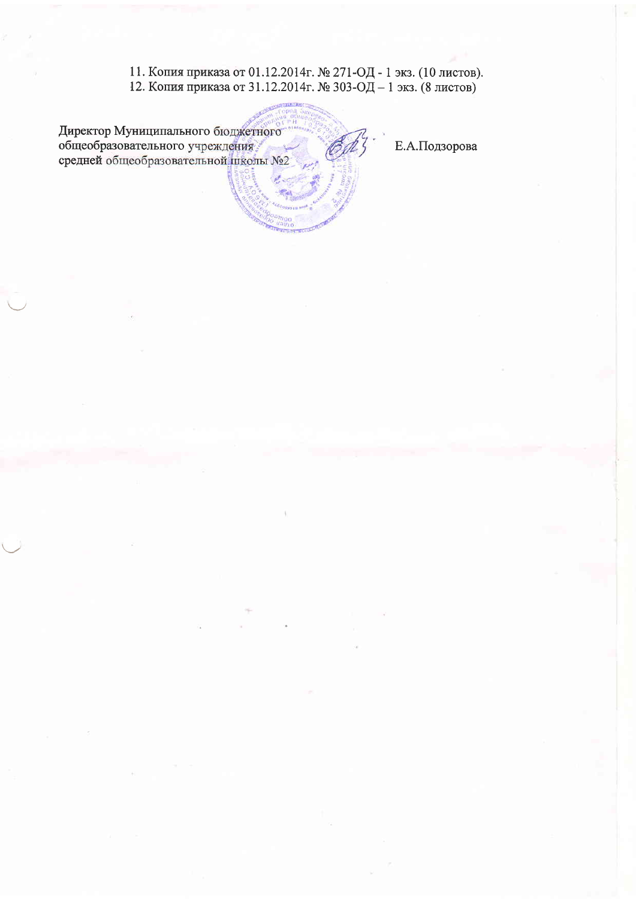11. Копия приказа от 01.12.2014г. № 271-ОД - 1 экз. (10 листов).
12. Копия приказа от 31.12.2014г. № 303-ОД – 1 экз. (8 листов)

Директор Муниципального бюджетного общеобразовательного учреждения средней общеобразовательной школы №2 — Е.А.Подзорова